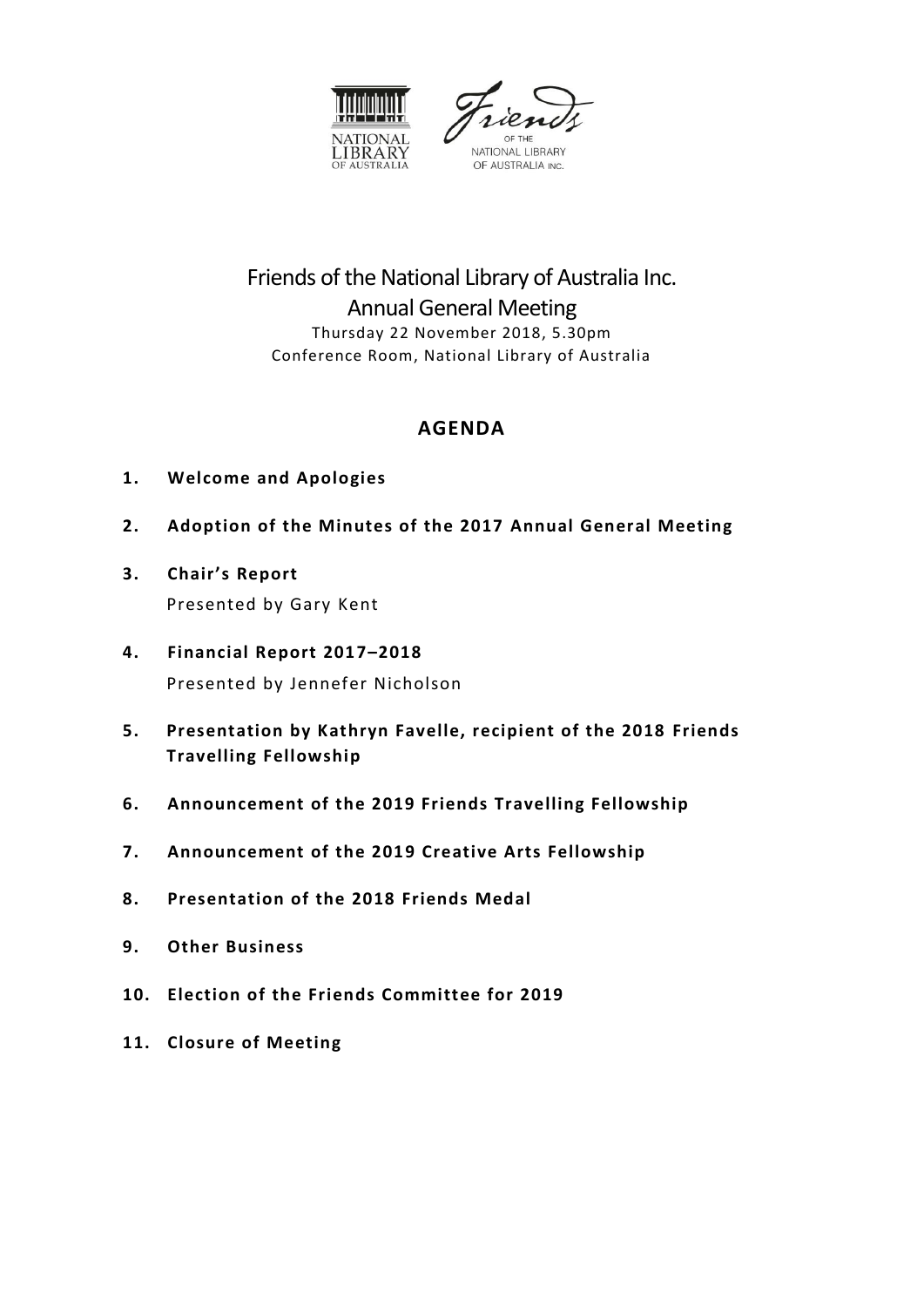# Friends of the National Library of Australia Inc.

## Annual General Meeting

Thursday 22 November 2018, 5.30pm
Conference Room, National Library of Australia

## AGENDA

1. **Welcome and Apologies**
2. **Adoption of the Minutes of the 2017 Annual General Meeting**
3. **Chair's Report**
   Presented by Gary Kent
4. **Financial Report 2017–2018**
   Presented by Jennefer Nicholson
5. **Presentation by Kathryn Favelle, recipient of the 2018 Friends Travelling Fellowship**
6. **Announcement of the 2019 Friends Travelling Fellowship**
7. **Announcement of the 2019 Creative Arts Fellowship**
8. **Presentation of the 2018 Friends Medal**
9. **Other Business**
10. **Election of the Friends Committee for 2019**
11. **Closure of Meeting**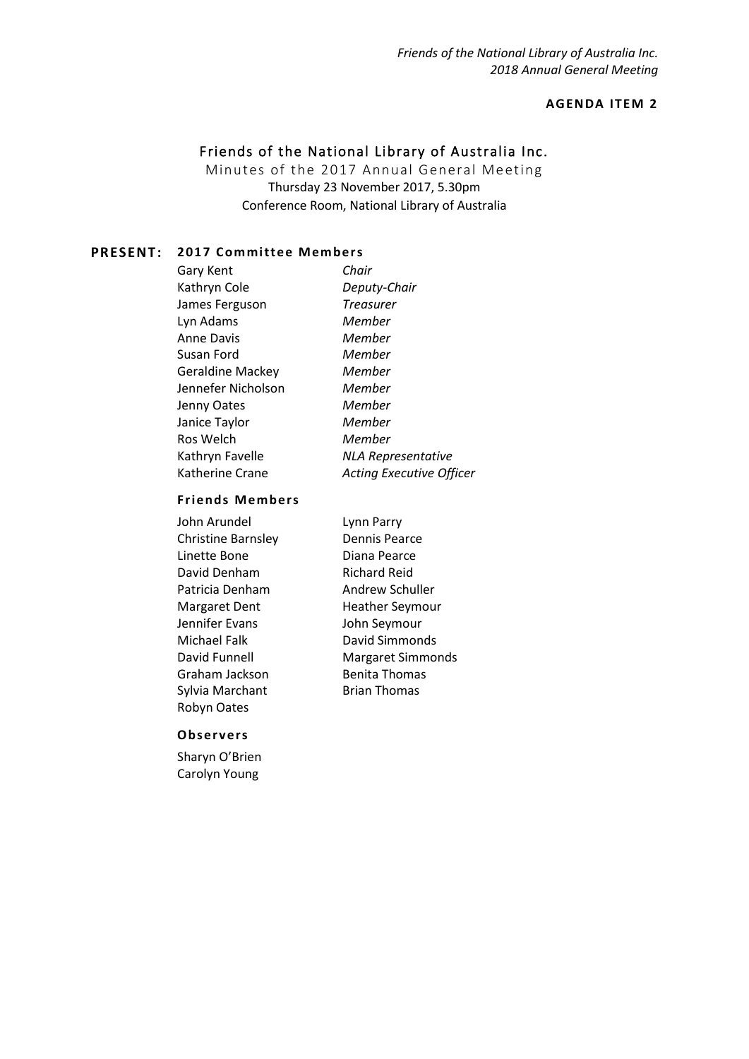**AGENDA ITEM 2**

# Friends of the National Library of Australia Inc.

## Minutes of the 2017 Annual General Meeting

Thursday 23 November 2017, 5.30pm

Conference Room, National Library of Australia

**PRESENT:**

### 2017 Committee Members

| | |
|---|---|
| Gary Kent | *Chair* |
| Kathryn Cole | *Deputy-Chair* |
| James Ferguson | *Treasurer* |
| Lyn Adams | *Member* |
| Anne Davis | *Member* |
| Susan Ford | *Member* |
| Geraldine Mackey | *Member* |
| Jennefer Nicholson | *Member* |
| Jenny Oates | *Member* |
| Janice Taylor | *Member* |
| Ros Welch | *Member* |
| Kathryn Favelle | *NLA Representative* |
| Katherine Crane | *Acting Executive Officer* |

### Friends Members

John Arundel
Christine Barnsley
Linette Bone
David Denham
Patricia Denham
Margaret Dent
Jennifer Evans
Michael Falk
David Funnell
Graham Jackson
Sylvia Marchant
Robyn Oates
Lynn Parry
Dennis Pearce
Diana Pearce
Richard Reid
Andrew Schuller
Heather Seymour
John Seymour
David Simmonds
Margaret Simmonds
Benita Thomas
Brian Thomas

### Observers

Sharyn O'Brien
Carolyn Young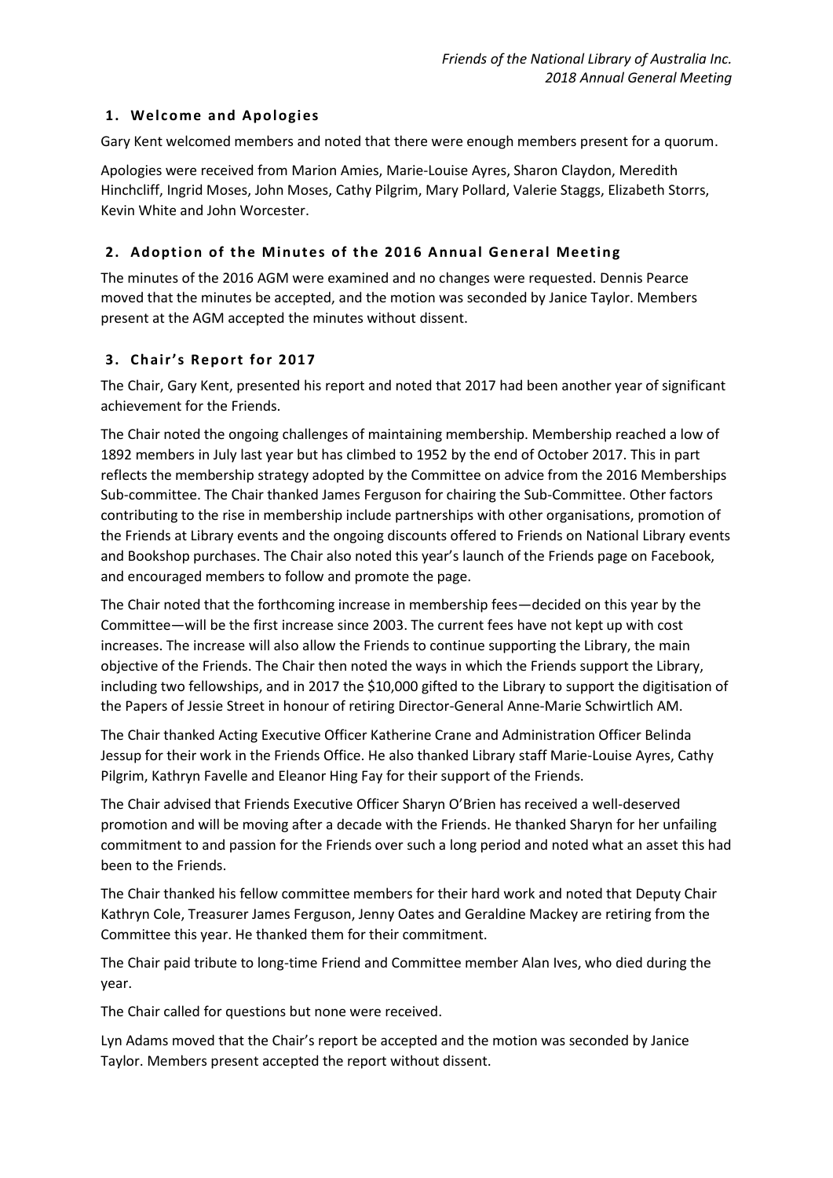## 1. Welcome and Apologies

Gary Kent welcomed members and noted that there were enough members present for a quorum.

Apologies were received from Marion Amies, Marie-Louise Ayres, Sharon Claydon, Meredith Hinchcliff, Ingrid Moses, John Moses, Cathy Pilgrim, Mary Pollard, Valerie Staggs, Elizabeth Storrs, Kevin White and John Worcester.

## 2. Adoption of the Minutes of the 2016 Annual General Meeting

The minutes of the 2016 AGM were examined and no changes were requested. Dennis Pearce moved that the minutes be accepted, and the motion was seconded by Janice Taylor. Members present at the AGM accepted the minutes without dissent.

## 3. Chair's Report for 2017

The Chair, Gary Kent, presented his report and noted that 2017 had been another year of significant achievement for the Friends.

The Chair noted the ongoing challenges of maintaining membership. Membership reached a low of 1892 members in July last year but has climbed to 1952 by the end of October 2017. This in part reflects the membership strategy adopted by the Committee on advice from the 2016 Memberships Sub-committee. The Chair thanked James Ferguson for chairing the Sub-Committee. Other factors contributing to the rise in membership include partnerships with other organisations, promotion of the Friends at Library events and the ongoing discounts offered to Friends on National Library events and Bookshop purchases. The Chair also noted this year's launch of the Friends page on Facebook, and encouraged members to follow and promote the page.

The Chair noted that the forthcoming increase in membership fees—decided on this year by the Committee—will be the first increase since 2003. The current fees have not kept up with cost increases. The increase will also allow the Friends to continue supporting the Library, the main objective of the Friends. The Chair then noted the ways in which the Friends support the Library, including two fellowships, and in 2017 the $10,000 gifted to the Library to support the digitisation of the Papers of Jessie Street in honour of retiring Director-General Anne-Marie Schwirtlich AM.

The Chair thanked Acting Executive Officer Katherine Crane and Administration Officer Belinda Jessup for their work in the Friends Office. He also thanked Library staff Marie-Louise Ayres, Cathy Pilgrim, Kathryn Favelle and Eleanor Hing Fay for their support of the Friends.

The Chair advised that Friends Executive Officer Sharyn O'Brien has received a well-deserved promotion and will be moving after a decade with the Friends. He thanked Sharyn for her unfailing commitment to and passion for the Friends over such a long period and noted what an asset this had been to the Friends.

The Chair thanked his fellow committee members for their hard work and noted that Deputy Chair Kathryn Cole, Treasurer James Ferguson, Jenny Oates and Geraldine Mackey are retiring from the Committee this year. He thanked them for their commitment.

The Chair paid tribute to long-time Friend and Committee member Alan Ives, who died during the year.

The Chair called for questions but none were received.

Lyn Adams moved that the Chair's report be accepted and the motion was seconded by Janice Taylor. Members present accepted the report without dissent.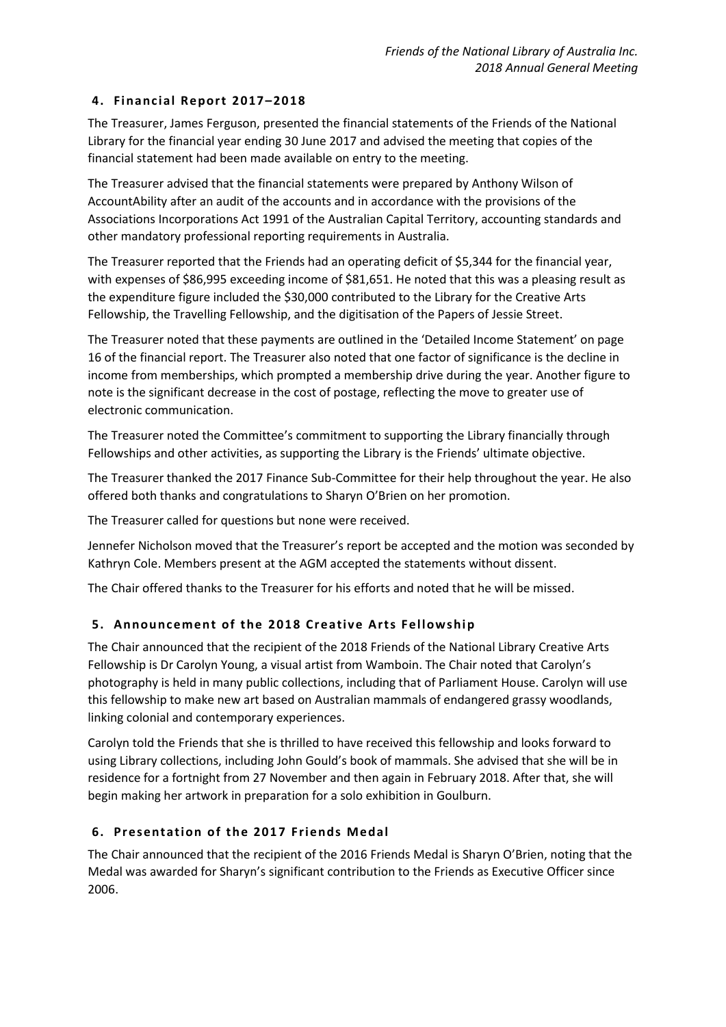## 4. Financial Report 2017–2018

The Treasurer, James Ferguson, presented the financial statements of the Friends of the National Library for the financial year ending 30 June 2017 and advised the meeting that copies of the financial statement had been made available on entry to the meeting.

The Treasurer advised that the financial statements were prepared by Anthony Wilson of AccountAbility after an audit of the accounts and in accordance with the provisions of the Associations Incorporations Act 1991 of the Australian Capital Territory, accounting standards and other mandatory professional reporting requirements in Australia.

The Treasurer reported that the Friends had an operating deficit of $5,344 for the financial year, with expenses of $86,995 exceeding income of $81,651. He noted that this was a pleasing result as the expenditure figure included the $30,000 contributed to the Library for the Creative Arts Fellowship, the Travelling Fellowship, and the digitisation of the Papers of Jessie Street.

The Treasurer noted that these payments are outlined in the 'Detailed Income Statement' on page 16 of the financial report. The Treasurer also noted that one factor of significance is the decline in income from memberships, which prompted a membership drive during the year. Another figure to note is the significant decrease in the cost of postage, reflecting the move to greater use of electronic communication.

The Treasurer noted the Committee's commitment to supporting the Library financially through Fellowships and other activities, as supporting the Library is the Friends' ultimate objective.

The Treasurer thanked the 2017 Finance Sub-Committee for their help throughout the year. He also offered both thanks and congratulations to Sharyn O'Brien on her promotion.

The Treasurer called for questions but none were received.

Jennefer Nicholson moved that the Treasurer's report be accepted and the motion was seconded by Kathryn Cole. Members present at the AGM accepted the statements without dissent.

The Chair offered thanks to the Treasurer for his efforts and noted that he will be missed.

## 5. Announcement of the 2018 Creative Arts Fellowship

The Chair announced that the recipient of the 2018 Friends of the National Library Creative Arts Fellowship is Dr Carolyn Young, a visual artist from Wamboin. The Chair noted that Carolyn's photography is held in many public collections, including that of Parliament House. Carolyn will use this fellowship to make new art based on Australian mammals of endangered grassy woodlands, linking colonial and contemporary experiences.

Carolyn told the Friends that she is thrilled to have received this fellowship and looks forward to using Library collections, including John Gould's book of mammals. She advised that she will be in residence for a fortnight from 27 November and then again in February 2018. After that, she will begin making her artwork in preparation for a solo exhibition in Goulburn.

## 6. Presentation of the 2017 Friends Medal

The Chair announced that the recipient of the 2016 Friends Medal is Sharyn O'Brien, noting that the Medal was awarded for Sharyn's significant contribution to the Friends as Executive Officer since 2006.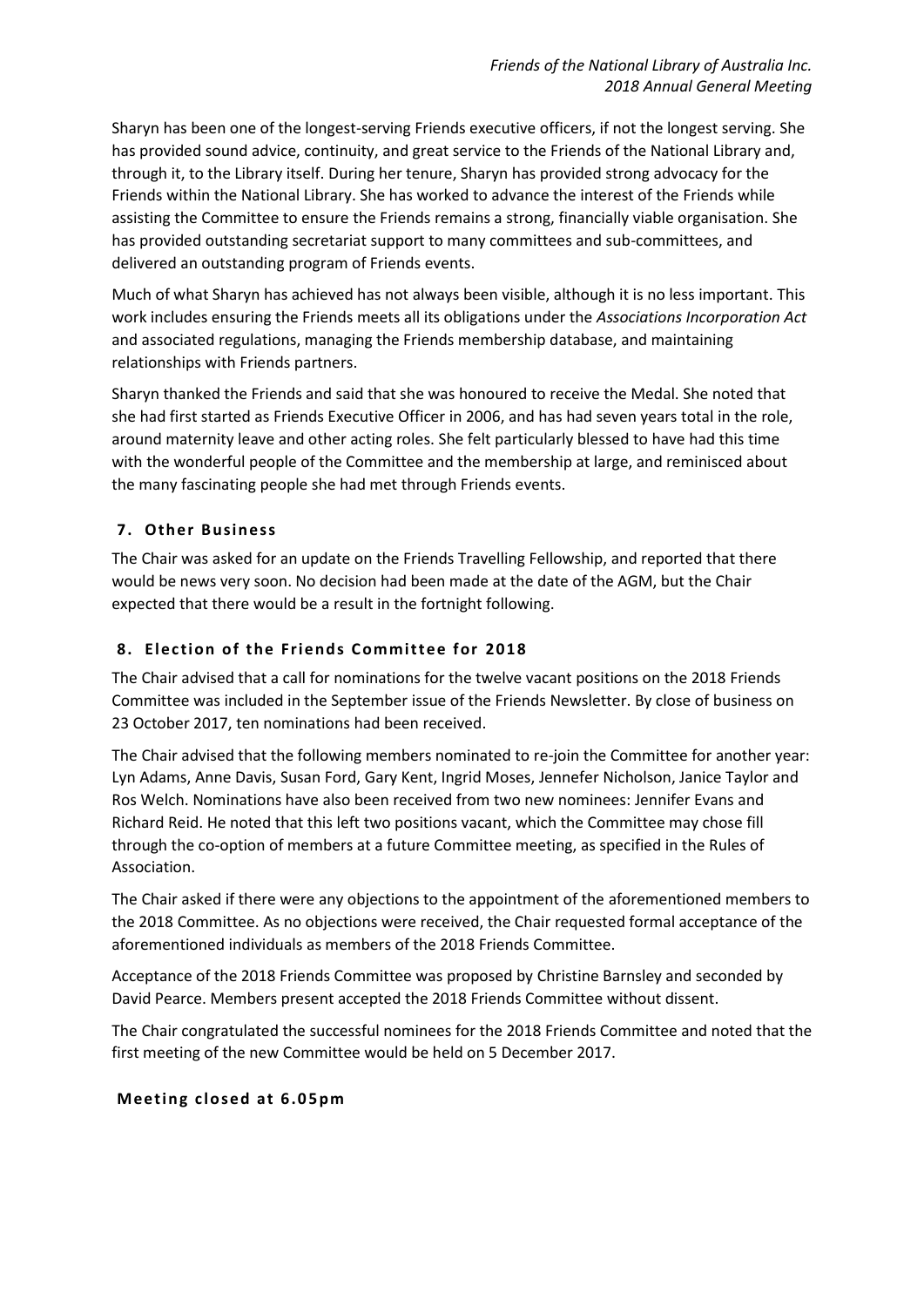Sharyn has been one of the longest-serving Friends executive officers, if not the longest serving. She has provided sound advice, continuity, and great service to the Friends of the National Library and, through it, to the Library itself. During her tenure, Sharyn has provided strong advocacy for the Friends within the National Library. She has worked to advance the interest of the Friends while assisting the Committee to ensure the Friends remains a strong, financially viable organisation. She has provided outstanding secretariat support to many committees and sub-committees, and delivered an outstanding program of Friends events.

Much of what Sharyn has achieved has not always been visible, although it is no less important. This work includes ensuring the Friends meets all its obligations under the *Associations Incorporation Act* and associated regulations, managing the Friends membership database, and maintaining relationships with Friends partners.

Sharyn thanked the Friends and said that she was honoured to receive the Medal. She noted that she had first started as Friends Executive Officer in 2006, and has had seven years total in the role, around maternity leave and other acting roles. She felt particularly blessed to have had this time with the wonderful people of the Committee and the membership at large, and reminisced about the many fascinating people she had met through Friends events.

## 7. Other Business

The Chair was asked for an update on the Friends Travelling Fellowship, and reported that there would be news very soon. No decision had been made at the date of the AGM, but the Chair expected that there would be a result in the fortnight following.

## 8. Election of the Friends Committee for 2018

The Chair advised that a call for nominations for the twelve vacant positions on the 2018 Friends Committee was included in the September issue of the Friends Newsletter. By close of business on 23 October 2017, ten nominations had been received.

The Chair advised that the following members nominated to re-join the Committee for another year: Lyn Adams, Anne Davis, Susan Ford, Gary Kent, Ingrid Moses, Jennefer Nicholson, Janice Taylor and Ros Welch. Nominations have also been received from two new nominees: Jennifer Evans and Richard Reid. He noted that this left two positions vacant, which the Committee may chose fill through the co-option of members at a future Committee meeting, as specified in the Rules of Association.

The Chair asked if there were any objections to the appointment of the aforementioned members to the 2018 Committee. As no objections were received, the Chair requested formal acceptance of the aforementioned individuals as members of the 2018 Friends Committee.

Acceptance of the 2018 Friends Committee was proposed by Christine Barnsley and seconded by David Pearce. Members present accepted the 2018 Friends Committee without dissent.

The Chair congratulated the successful nominees for the 2018 Friends Committee and noted that the first meeting of the new Committee would be held on 5 December 2017.

**Meeting closed at 6.05pm**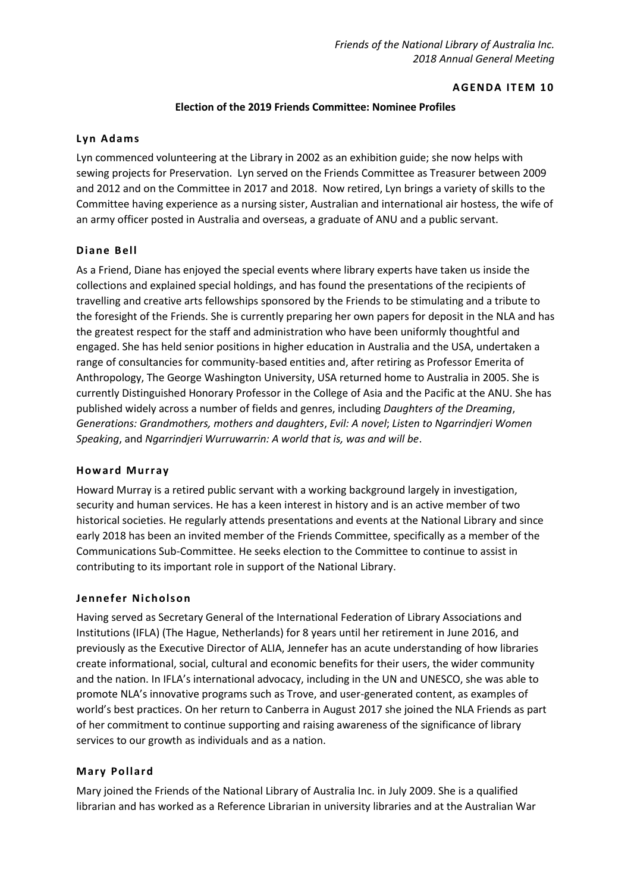*Friends of the National Library of Australia Inc.*
*2018 Annual General Meeting*

**AGENDA ITEM 10**

**Election of the 2019 Friends Committee: Nominee Profiles**

### Lyn Adams

Lyn commenced volunteering at the Library in 2002 as an exhibition guide; she now helps with sewing projects for Preservation. Lyn served on the Friends Committee as Treasurer between 2009 and 2012 and on the Committee in 2017 and 2018. Now retired, Lyn brings a variety of skills to the Committee having experience as a nursing sister, Australian and international air hostess, the wife of an army officer posted in Australia and overseas, a graduate of ANU and a public servant.

### Diane Bell

As a Friend, Diane has enjoyed the special events where library experts have taken us inside the collections and explained special holdings, and has found the presentations of the recipients of travelling and creative arts fellowships sponsored by the Friends to be stimulating and a tribute to the foresight of the Friends. She is currently preparing her own papers for deposit in the NLA and has the greatest respect for the staff and administration who have been uniformly thoughtful and engaged. She has held senior positions in higher education in Australia and the USA, undertaken a range of consultancies for community-based entities and, after retiring as Professor Emerita of Anthropology, The George Washington University, USA returned home to Australia in 2005. She is currently Distinguished Honorary Professor in the College of Asia and the Pacific at the ANU. She has published widely across a number of fields and genres, including *Daughters of the Dreaming*, *Generations: Grandmothers, mothers and daughters*, *Evil: A novel*; *Listen to Ngarrindjeri Women Speaking*, and *Ngarrindjeri Wurruwarrin: A world that is, was and will be*.

### Howard Murray

Howard Murray is a retired public servant with a working background largely in investigation, security and human services. He has a keen interest in history and is an active member of two historical societies. He regularly attends presentations and events at the National Library and since early 2018 has been an invited member of the Friends Committee, specifically as a member of the Communications Sub-Committee. He seeks election to the Committee to continue to assist in contributing to its important role in support of the National Library.

### Jennefer Nicholson

Having served as Secretary General of the International Federation of Library Associations and Institutions (IFLA) (The Hague, Netherlands) for 8 years until her retirement in June 2016, and previously as the Executive Director of ALIA, Jennefer has an acute understanding of how libraries create informational, social, cultural and economic benefits for their users, the wider community and the nation. In IFLA's international advocacy, including in the UN and UNESCO, she was able to promote NLA's innovative programs such as Trove, and user-generated content, as examples of world's best practices. On her return to Canberra in August 2017 she joined the NLA Friends as part of her commitment to continue supporting and raising awareness of the significance of library services to our growth as individuals and as a nation.

### Mary Pollard

Mary joined the Friends of the National Library of Australia Inc. in July 2009. She is a qualified librarian and has worked as a Reference Librarian in university libraries and at the Australian War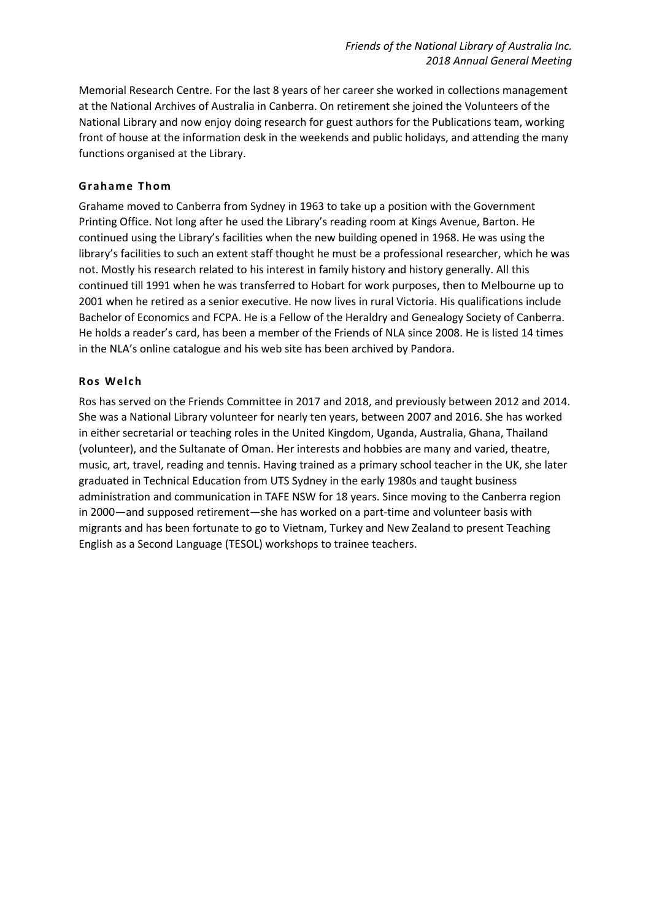Memorial Research Centre. For the last 8 years of her career she worked in collections management at the National Archives of Australia in Canberra. On retirement she joined the Volunteers of the National Library and now enjoy doing research for guest authors for the Publications team, working front of house at the information desk in the weekends and public holidays, and attending the many functions organised at the Library.

### Grahame Thom

Grahame moved to Canberra from Sydney in 1963 to take up a position with the Government Printing Office. Not long after he used the Library's reading room at Kings Avenue, Barton. He continued using the Library's facilities when the new building opened in 1968. He was using the library's facilities to such an extent staff thought he must be a professional researcher, which he was not. Mostly his research related to his interest in family history and history generally. All this continued till 1991 when he was transferred to Hobart for work purposes, then to Melbourne up to 2001 when he retired as a senior executive. He now lives in rural Victoria. His qualifications include Bachelor of Economics and FCPA. He is a Fellow of the Heraldry and Genealogy Society of Canberra. He holds a reader's card, has been a member of the Friends of NLA since 2008. He is listed 14 times in the NLA's online catalogue and his web site has been archived by Pandora.

### Ros Welch

Ros has served on the Friends Committee in 2017 and 2018, and previously between 2012 and 2014. She was a National Library volunteer for nearly ten years, between 2007 and 2016. She has worked in either secretarial or teaching roles in the United Kingdom, Uganda, Australia, Ghana, Thailand (volunteer), and the Sultanate of Oman. Her interests and hobbies are many and varied, theatre, music, art, travel, reading and tennis. Having trained as a primary school teacher in the UK, she later graduated in Technical Education from UTS Sydney in the early 1980s and taught business administration and communication in TAFE NSW for 18 years. Since moving to the Canberra region in 2000—and supposed retirement—she has worked on a part-time and volunteer basis with migrants and has been fortunate to go to Vietnam, Turkey and New Zealand to present Teaching English as a Second Language (TESOL) workshops to trainee teachers.